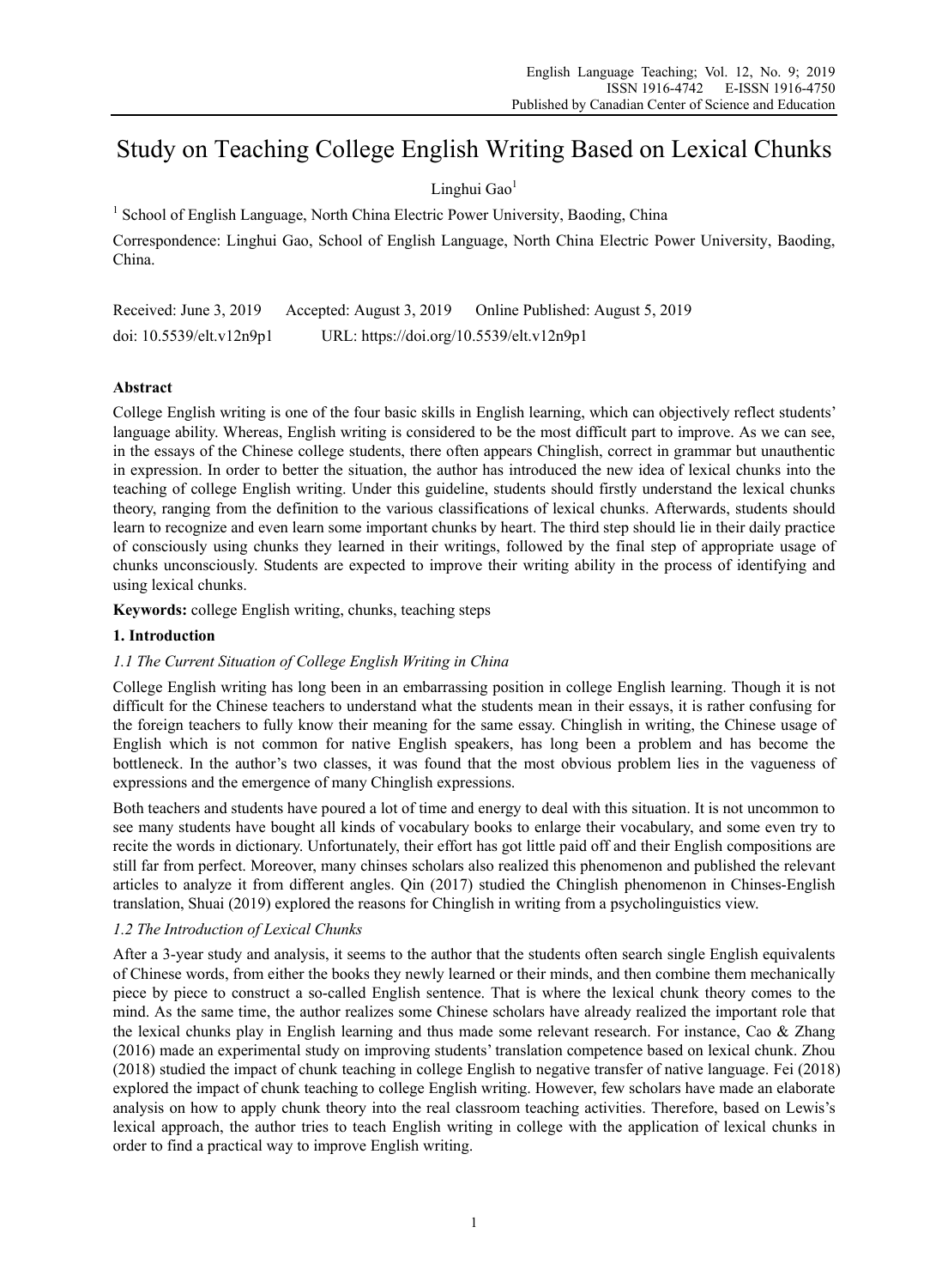# Study on Teaching College English Writing Based on Lexical Chunks

Linghui Gao[1]

[1] School of English Language, North China Electric Power University, Baoding, China

Correspondence: Linghui Gao, School of English Language, North China Electric Power University, Baoding, China.

Received: June 3, 2019 Accepted: August 3, 2019 Online Published: August 5, 2019

doi: 10.5539/elt.v12n9p1 URL: https://doi.org/10.5539/elt.v12n9p1

## Abstract

College English writing is one of the four basic skills in English learning, which can objectively reflect students' language ability. Whereas, English writing is considered to be the most difficult part to improve. As we can see, in the essays of the Chinese college students, there often appears Chinglish, correct in grammar but unauthentic in expression. In order to better the situation, the author has introduced the new idea of lexical chunks into the teaching of college English writing. Under this guideline, students should firstly understand the lexical chunks theory, ranging from the definition to the various classifications of lexical chunks. Afterwards, students should learn to recognize and even learn some important chunks by heart. The third step should lie in their daily practice of consciously using chunks they learned in their writings, followed by the final step of appropriate usage of chunks unconsciously. Students are expected to improve their writing ability in the process of identifying and using lexical chunks.

**Keywords:** college English writing, chunks, teaching steps

## 1. Introduction

### *1.1 The Current Situation of College English Writing in China*

College English writing has long been in an embarrassing position in college English learning. Though it is not difficult for the Chinese teachers to understand what the students mean in their essays, it is rather confusing for the foreign teachers to fully know their meaning for the same essay. Chinglish in writing, the Chinese usage of English which is not common for native English speakers, has long been a problem and has become the bottleneck. In the author's two classes, it was found that the most obvious problem lies in the vagueness of expressions and the emergence of many Chinglish expressions.

Both teachers and students have poured a lot of time and energy to deal with this situation. It is not uncommon to see many students have bought all kinds of vocabulary books to enlarge their vocabulary, and some even try to recite the words in dictionary. Unfortunately, their effort has got little paid off and their English compositions are still far from perfect. Moreover, many chinses scholars also realized this phenomenon and published the relevant articles to analyze it from different angles. Qin (2017) studied the Chinglish phenomenon in Chinses-English translation, Shuai (2019) explored the reasons for Chinglish in writing from a psycholinguistics view.

### *1.2 The Introduction of Lexical Chunks*

After a 3-year study and analysis, it seems to the author that the students often search single English equivalents of Chinese words, from either the books they newly learned or their minds, and then combine them mechanically piece by piece to construct a so-called English sentence. That is where the lexical chunk theory comes to the mind. As the same time, the author realizes some Chinese scholars have already realized the important role that the lexical chunks play in English learning and thus made some relevant research. For instance, Cao & Zhang (2016) made an experimental study on improving students' translation competence based on lexical chunk. Zhou (2018) studied the impact of chunk teaching in college English to negative transfer of native language. Fei (2018) explored the impact of chunk teaching to college English writing. However, few scholars have made an elaborate analysis on how to apply chunk theory into the real classroom teaching activities. Therefore, based on Lewis's lexical approach, the author tries to teach English writing in college with the application of lexical chunks in order to find a practical way to improve English writing.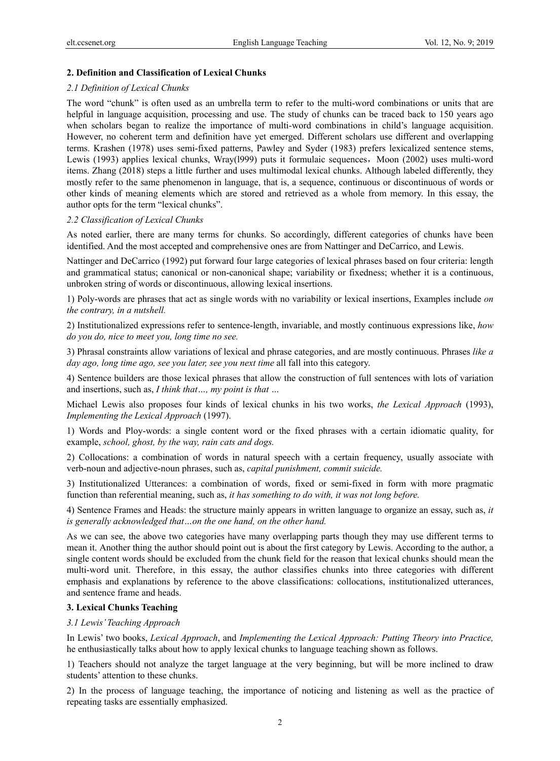## 2. Definition and Classification of Lexical Chunks

### *2.1 Definition of Lexical Chunks*

The word "chunk" is often used as an umbrella term to refer to the multi-word combinations or units that are helpful in language acquisition, processing and use. The study of chunks can be traced back to 150 years ago when scholars began to realize the importance of multi-word combinations in child's language acquisition. However, no coherent term and definition have yet emerged. Different scholars use different and overlapping terms. Krashen (1978) uses semi-fixed patterns, Pawley and Syder (1983) prefers lexicalized sentence stems, Lewis (1993) applies lexical chunks, Wray(l999) puts it formulaic sequences，Moon (2002) uses multi-word items. Zhang (2018) steps a little further and uses multimodal lexical chunks. Although labeled differently, they mostly refer to the same phenomenon in language, that is, a sequence, continuous or discontinuous of words or other kinds of meaning elements which are stored and retrieved as a whole from memory. In this essay, the author opts for the term "lexical chunks".

### *2.2 Classification of Lexical Chunks*

As noted earlier, there are many terms for chunks. So accordingly, different categories of chunks have been identified. And the most accepted and comprehensive ones are from Nattinger and DeCarrico, and Lewis.

Nattinger and DeCarrico (1992) put forward four large categories of lexical phrases based on four criteria: length and grammatical status; canonical or non-canonical shape; variability or fixedness; whether it is a continuous, unbroken string of words or discontinuous, allowing lexical insertions.

1) Poly-words are phrases that act as single words with no variability or lexical insertions, Examples include *on the contrary, in a nutshell.*

2) Institutionalized expressions refer to sentence-length, invariable, and mostly continuous expressions like, *how do you do, nice to meet you, long time no see.*

3) Phrasal constraints allow variations of lexical and phrase categories, and are mostly continuous. Phrases *like a day ago, long time ago, see you later, see you next time* all fall into this category.

4) Sentence builders are those lexical phrases that allow the construction of full sentences with lots of variation and insertions, such as, *I think that…, my point is that …*

Michael Lewis also proposes four kinds of lexical chunks in his two works, *the Lexical Approach* (1993), *Implementing the Lexical Approach* (1997).

1) Words and Ploy-words: a single content word or the fixed phrases with a certain idiomatic quality, for example, *school, ghost, by the way, rain cats and dogs.*

2) Collocations: a combination of words in natural speech with a certain frequency, usually associate with verb-noun and adjective-noun phrases, such as, *capital punishment, commit suicide.*

3) Institutionalized Utterances: a combination of words, fixed or semi-fixed in form with more pragmatic function than referential meaning, such as, *it has something to do with, it was not long before.*

4) Sentence Frames and Heads: the structure mainly appears in written language to organize an essay, such as, *it is generally acknowledged that…on the one hand, on the other hand.*

As we can see, the above two categories have many overlapping parts though they may use different terms to mean it. Another thing the author should point out is about the first category by Lewis. According to the author, a single content words should be excluded from the chunk field for the reason that lexical chunks should mean the multi-word unit. Therefore, in this essay, the author classifies chunks into three categories with different emphasis and explanations by reference to the above classifications: collocations, institutionalized utterances, and sentence frame and heads.

## 3. Lexical Chunks Teaching

### *3.1 Lewis' Teaching Approach*

In Lewis' two books, *Lexical Approach*, and *Implementing the Lexical Approach: Putting Theory into Practice,* he enthusiastically talks about how to apply lexical chunks to language teaching shown as follows.

1) Teachers should not analyze the target language at the very beginning, but will be more inclined to draw students' attention to these chunks.

2) In the process of language teaching, the importance of noticing and listening as well as the practice of repeating tasks are essentially emphasized.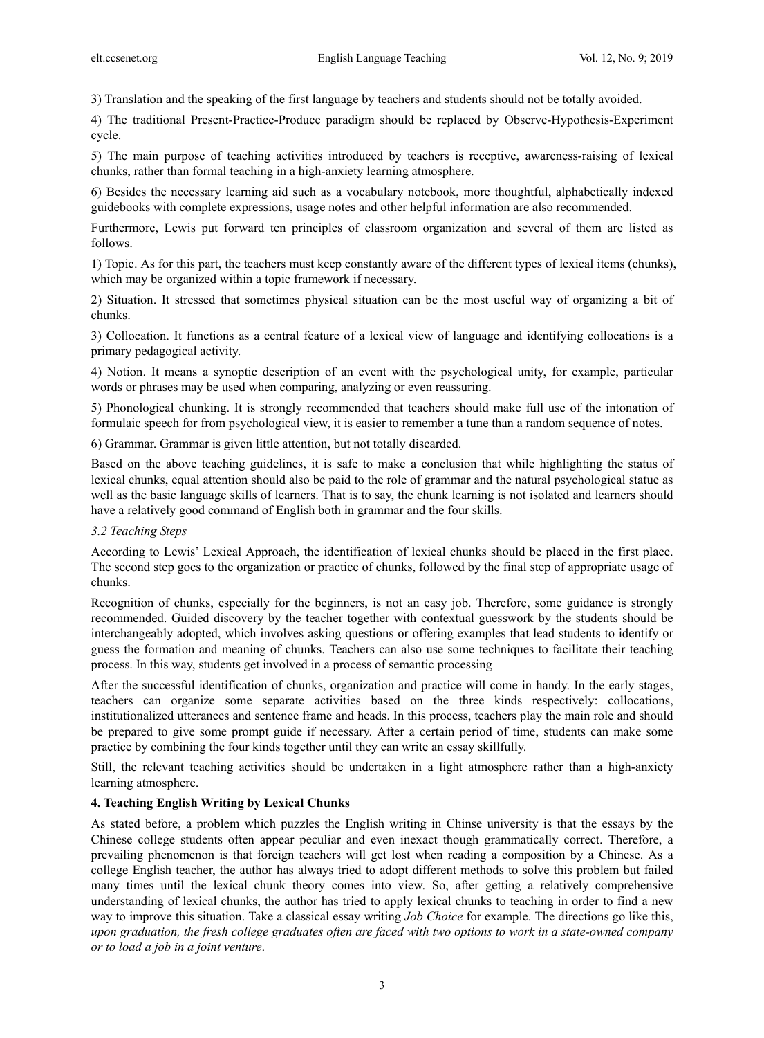3) Translation and the speaking of the first language by teachers and students should not be totally avoided.

4) The traditional Present-Practice-Produce paradigm should be replaced by Observe-Hypothesis-Experiment cycle.

5) The main purpose of teaching activities introduced by teachers is receptive, awareness-raising of lexical chunks, rather than formal teaching in a high-anxiety learning atmosphere.

6) Besides the necessary learning aid such as a vocabulary notebook, more thoughtful, alphabetically indexed guidebooks with complete expressions, usage notes and other helpful information are also recommended.

Furthermore, Lewis put forward ten principles of classroom organization and several of them are listed as follows.

1) Topic. As for this part, the teachers must keep constantly aware of the different types of lexical items (chunks), which may be organized within a topic framework if necessary.

2) Situation. It stressed that sometimes physical situation can be the most useful way of organizing a bit of chunks.

3) Collocation. It functions as a central feature of a lexical view of language and identifying collocations is a primary pedagogical activity.

4) Notion. It means a synoptic description of an event with the psychological unity, for example, particular words or phrases may be used when comparing, analyzing or even reassuring.

5) Phonological chunking. It is strongly recommended that teachers should make full use of the intonation of formulaic speech for from psychological view, it is easier to remember a tune than a random sequence of notes.

6) Grammar. Grammar is given little attention, but not totally discarded.

Based on the above teaching guidelines, it is safe to make a conclusion that while highlighting the status of lexical chunks, equal attention should also be paid to the role of grammar and the natural psychological statue as well as the basic language skills of learners. That is to say, the chunk learning is not isolated and learners should have a relatively good command of English both in grammar and the four skills.

### *3.2 Teaching Steps*

According to Lewis' Lexical Approach, the identification of lexical chunks should be placed in the first place. The second step goes to the organization or practice of chunks, followed by the final step of appropriate usage of chunks.

Recognition of chunks, especially for the beginners, is not an easy job. Therefore, some guidance is strongly recommended. Guided discovery by the teacher together with contextual guesswork by the students should be interchangeably adopted, which involves asking questions or offering examples that lead students to identify or guess the formation and meaning of chunks. Teachers can also use some techniques to facilitate their teaching process. In this way, students get involved in a process of semantic processing

After the successful identification of chunks, organization and practice will come in handy. In the early stages, teachers can organize some separate activities based on the three kinds respectively: collocations, institutionalized utterances and sentence frame and heads. In this process, teachers play the main role and should be prepared to give some prompt guide if necessary. After a certain period of time, students can make some practice by combining the four kinds together until they can write an essay skillfully.

Still, the relevant teaching activities should be undertaken in a light atmosphere rather than a high-anxiety learning atmosphere.

## **4. Teaching English Writing by Lexical Chunks**

As stated before, a problem which puzzles the English writing in Chinse university is that the essays by the Chinese college students often appear peculiar and even inexact though grammatically correct. Therefore, a prevailing phenomenon is that foreign teachers will get lost when reading a composition by a Chinese. As a college English teacher, the author has always tried to adopt different methods to solve this problem but failed many times until the lexical chunk theory comes into view. So, after getting a relatively comprehensive understanding of lexical chunks, the author has tried to apply lexical chunks to teaching in order to find a new way to improve this situation. Take a classical essay writing *Job Choice* for example. The directions go like this, *upon graduation, the fresh college graduates often are faced with two options to work in a state-owned company or to load a job in a joint venture*.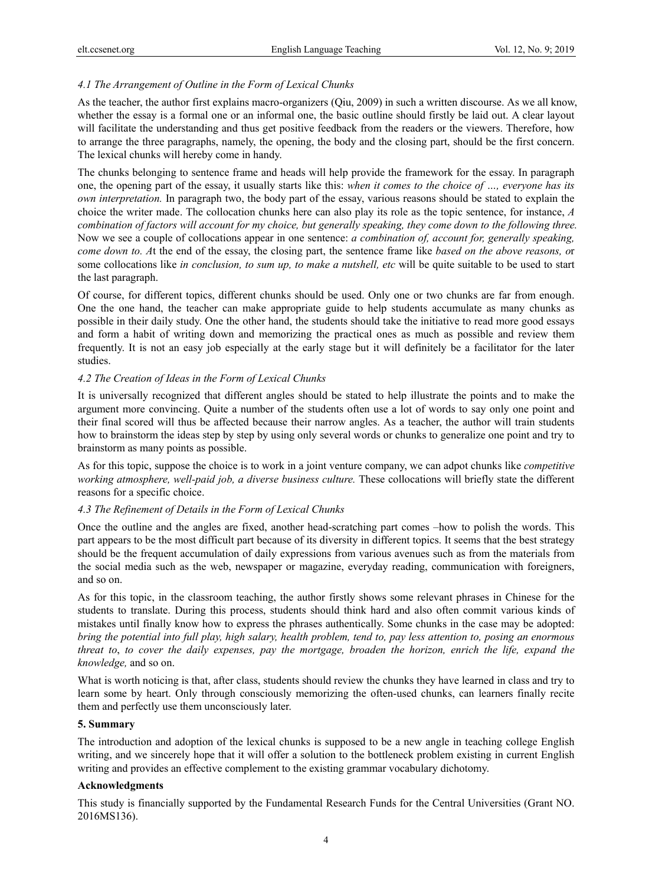### *4.1 The Arrangement of Outline in the Form of Lexical Chunks*

As the teacher, the author first explains macro-organizers (Qiu, 2009) in such a written discourse. As we all know, whether the essay is a formal one or an informal one, the basic outline should firstly be laid out. A clear layout will facilitate the understanding and thus get positive feedback from the readers or the viewers. Therefore, how to arrange the three paragraphs, namely, the opening, the body and the closing part, should be the first concern. The lexical chunks will hereby come in handy.

The chunks belonging to sentence frame and heads will help provide the framework for the essay. In paragraph one, the opening part of the essay, it usually starts like this: *when it comes to the choice of …, everyone has its own interpretation.* In paragraph two, the body part of the essay, various reasons should be stated to explain the choice the writer made. The collocation chunks here can also play its role as the topic sentence, for instance, *A combination of factors will account for my choice, but generally speaking, they come down to the following three.* Now we see a couple of collocations appear in one sentence: *a combination of, account for, generally speaking, come down to. A*t the end of the essay, the closing part, the sentence frame like *based on the above reasons, o*r some collocations like *in conclusion, to sum up, to make a nutshell, etc* will be quite suitable to be used to start the last paragraph.

Of course, for different topics, different chunks should be used. Only one or two chunks are far from enough. One the one hand, the teacher can make appropriate guide to help students accumulate as many chunks as possible in their daily study. One the other hand, the students should take the initiative to read more good essays and form a habit of writing down and memorizing the practical ones as much as possible and review them frequently. It is not an easy job especially at the early stage but it will definitely be a facilitator for the later studies.

### *4.2 The Creation of Ideas in the Form of Lexical Chunks*

It is universally recognized that different angles should be stated to help illustrate the points and to make the argument more convincing. Quite a number of the students often use a lot of words to say only one point and their final scored will thus be affected because their narrow angles. As a teacher, the author will train students how to brainstorm the ideas step by step by using only several words or chunks to generalize one point and try to brainstorm as many points as possible.

As for this topic, suppose the choice is to work in a joint venture company, we can adpot chunks like *competitive working atmosphere, well-paid job, a diverse business culture.* These collocations will briefly state the different reasons for a specific choice.

### *4.3 The Refinement of Details in the Form of Lexical Chunks*

Once the outline and the angles are fixed, another head-scratching part comes –how to polish the words. This part appears to be the most difficult part because of its diversity in different topics. It seems that the best strategy should be the frequent accumulation of daily expressions from various avenues such as from the materials from the social media such as the web, newspaper or magazine, everyday reading, communication with foreigners, and so on.

As for this topic, in the classroom teaching, the author firstly shows some relevant phrases in Chinese for the students to translate. During this process, students should think hard and also often commit various kinds of mistakes until finally know how to express the phrases authentically. Some chunks in the case may be adopted: *bring the potential into full play, high salary, health problem, tend to, pay less attention to, posing an enormous threat to*, *to cover the daily expenses, pay the mortgage, broaden the horizon, enrich the life, expand the knowledge,* and so on.

What is worth noticing is that, after class, students should review the chunks they have learned in class and try to learn some by heart. Only through consciously memorizing the often-used chunks, can learners finally recite them and perfectly use them unconsciously later.

## 5. Summary

The introduction and adoption of the lexical chunks is supposed to be a new angle in teaching college English writing, and we sincerely hope that it will offer a solution to the bottleneck problem existing in current English writing and provides an effective complement to the existing grammar vocabulary dichotomy.

## Acknowledgments

This study is financially supported by the Fundamental Research Funds for the Central Universities (Grant NO. 2016MS136).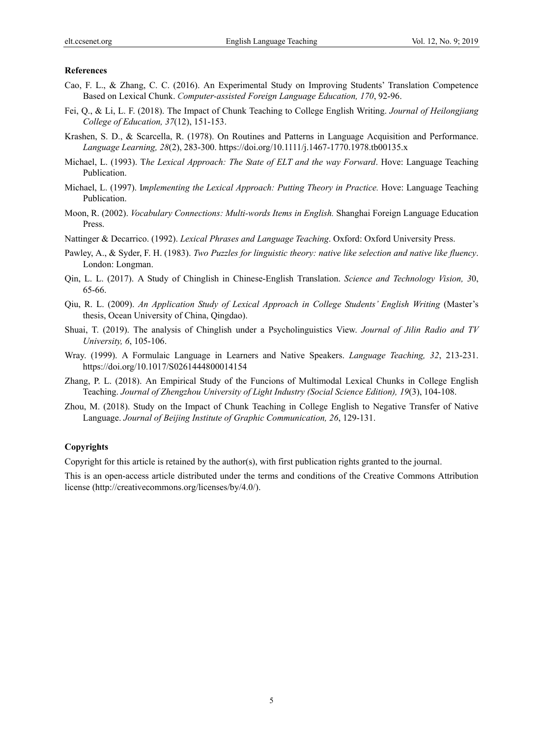### References

Cao, F. L., & Zhang, C. C. (2016). An Experimental Study on Improving Students' Translation Competence Based on Lexical Chunk. *Computer-assisted Foreign Language Education, 170*, 92-96.

Fei, Q., & Li, L. F. (2018). The Impact of Chunk Teaching to College English Writing. *Journal of Heilongjiang College of Education, 37*(12), 151-153.

Krashen, S. D., & Scarcella, R. (1978). On Routines and Patterns in Language Acquisition and Performance. *Language Learning, 28*(2), 283-300. https://doi.org/10.1111/j.1467-1770.1978.tb00135.x

Michael, L. (1993). T*he Lexical Approach: The State of ELT and the way Forward*. Hove: Language Teaching Publication.

Michael, L. (1997). I*mplementing the Lexical Approach: Putting Theory in Practice.* Hove: Language Teaching Publication.

Moon, R. (2002). *Vocabulary Connections: Multi-words Items in English.* Shanghai Foreign Language Education Press.

Nattinger & Decarrico. (1992). *Lexical Phrases and Language Teaching*. Oxford: Oxford University Press.

Pawley, A., & Syder, F. H. (1983). *Two Puzzles for linguistic theory: native like selection and native like fluency*. London: Longman.

Qin, L. L. (2017). A Study of Chinglish in Chinese-English Translation. *Science and Technology Vision, 3*0, 65-66.

Qiu, R. L. (2009). *An Application Study of Lexical Approach in College Students' English Writing* (Master's thesis, Ocean University of China, Qingdao).

Shuai, T. (2019). The analysis of Chinglish under a Psycholinguistics View. *Journal of Jilin Radio and TV University, 6*, 105-106.

Wray. (1999). A Formulaic Language in Learners and Native Speakers. *Language Teaching, 32*, 213-231. https://doi.org/10.1017/S0261444800014154

Zhang, P. L. (2018). An Empirical Study of the Funcions of Multimodal Lexical Chunks in College English Teaching. *Journal of Zhengzhou University of Light Industry (Social Science Edition), 19*(3), 104-108.

Zhou, M. (2018). Study on the Impact of Chunk Teaching in College English to Negative Transfer of Native Language. *Journal of Beijing Institute of Graphic Communication, 26*, 129-131.

### Copyrights

Copyright for this article is retained by the author(s), with first publication rights granted to the journal.

This is an open-access article distributed under the terms and conditions of the Creative Commons Attribution license (http://creativecommons.org/licenses/by/4.0/).